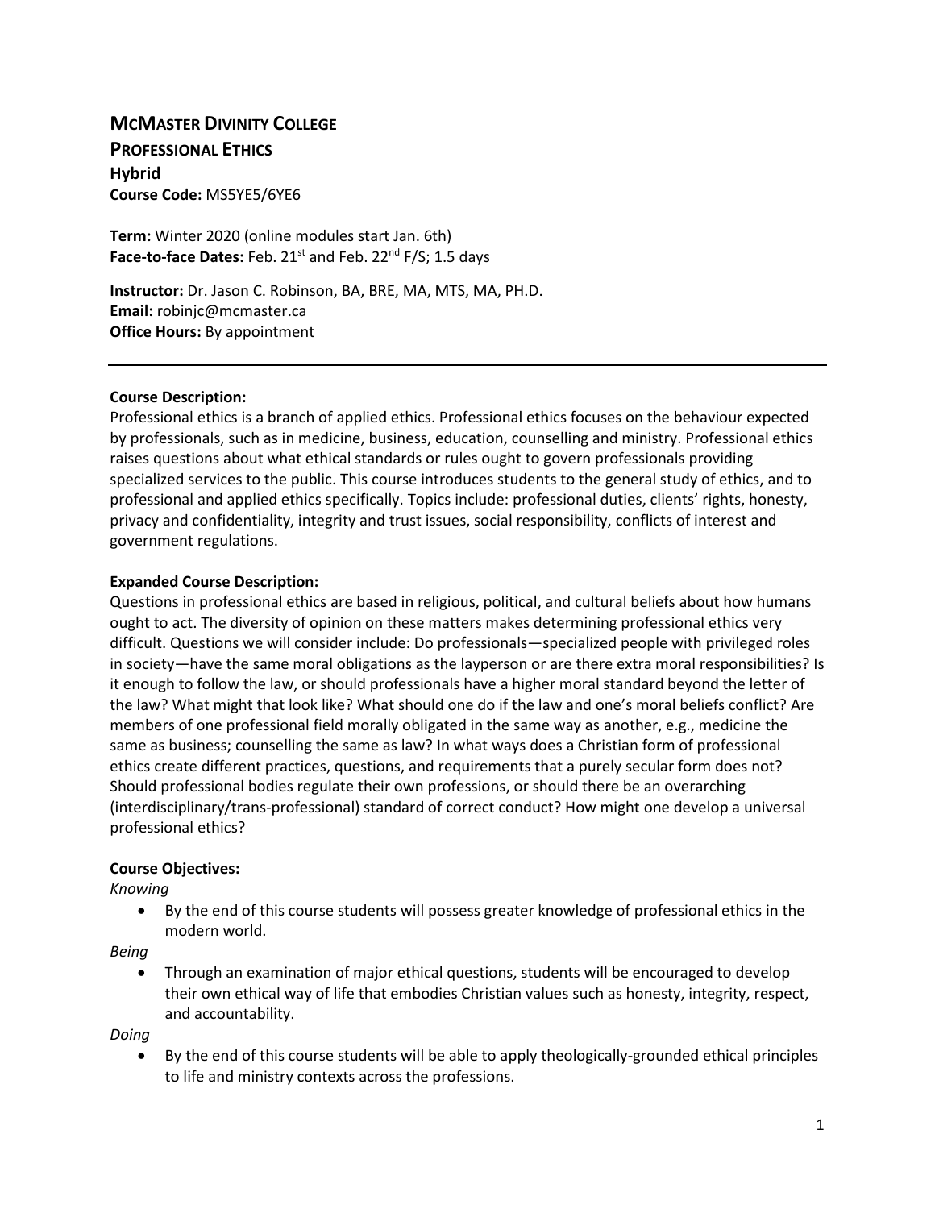# McMaster Divinity College

## Professional Ethics

**Hybrid**

**Course Code:** MS5YE5/6YE6

**Term:** Winter 2020 (online modules start Jan. 6th)
**Face-to-face Dates:** Feb. 21st and Feb. 22nd F/S; 1.5 days

**Instructor:** Dr. Jason C. Robinson, BA, BRE, MA, MTS, MA, PH.D.
**Email:** robinjc@mcmaster.ca
**Office Hours:** By appointment

---

**Course Description:**
Professional ethics is a branch of applied ethics. Professional ethics focuses on the behaviour expected by professionals, such as in medicine, business, education, counselling and ministry. Professional ethics raises questions about what ethical standards or rules ought to govern professionals providing specialized services to the public. This course introduces students to the general study of ethics, and to professional and applied ethics specifically. Topics include: professional duties, clients' rights, honesty, privacy and confidentiality, integrity and trust issues, social responsibility, conflicts of interest and government regulations.

**Expanded Course Description:**
Questions in professional ethics are based in religious, political, and cultural beliefs about how humans ought to act. The diversity of opinion on these matters makes determining professional ethics very difficult. Questions we will consider include: Do professionals—specialized people with privileged roles in society—have the same moral obligations as the layperson or are there extra moral responsibilities? Is it enough to follow the law, or should professionals have a higher moral standard beyond the letter of the law? What might that look like? What should one do if the law and one's moral beliefs conflict? Are members of one professional field morally obligated in the same way as another, e.g., medicine the same as business; counselling the same as law? In what ways does a Christian form of professional ethics create different practices, questions, and requirements that a purely secular form does not? Should professional bodies regulate their own professions, or should there be an overarching (interdisciplinary/trans-professional) standard of correct conduct? How might one develop a universal professional ethics?

**Course Objectives:**

*Knowing*

- By the end of this course students will possess greater knowledge of professional ethics in the modern world.

*Being*

- Through an examination of major ethical questions, students will be encouraged to develop their own ethical way of life that embodies Christian values such as honesty, integrity, respect, and accountability.

*Doing*

- By the end of this course students will be able to apply theologically-grounded ethical principles to life and ministry contexts across the professions.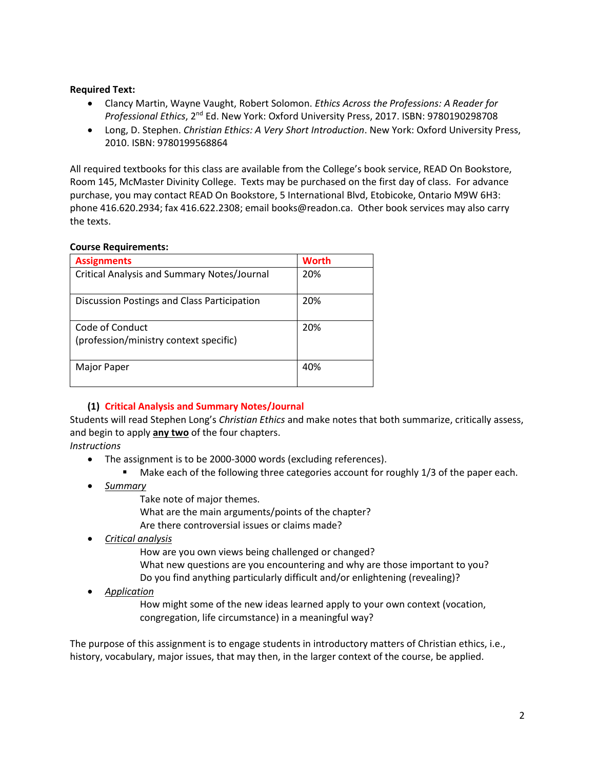**Required Text:**

- Clancy Martin, Wayne Vaught, Robert Solomon. *Ethics Across the Professions: A Reader for Professional Ethics*, 2nd Ed. New York: Oxford University Press, 2017. ISBN: 9780190298708
- Long, D. Stephen. *Christian Ethics: A Very Short Introduction*. New York: Oxford University Press, 2010. ISBN: 9780199568864

All required textbooks for this class are available from the College's book service, READ On Bookstore, Room 145, McMaster Divinity College. Texts may be purchased on the first day of class. For advance purchase, you may contact READ On Bookstore, 5 International Blvd, Etobicoke, Ontario M9W 6H3: phone 416.620.2934; fax 416.622.2308; email books@readon.ca. Other book services may also carry the texts.

**Course Requirements:**

| Assignments | Worth |
|---|---|
| Critical Analysis and Summary Notes/Journal | 20% |
| Discussion Postings and Class Participation | 20% |
| Code of Conduct (profession/ministry context specific) | 20% |
| Major Paper | 40% |

**(1) Critical Analysis and Summary Notes/Journal**

Students will read Stephen Long's *Christian Ethics* and make notes that both summarize, critically assess, and begin to apply **any two** of the four chapters.

*Instructions*

- The assignment is to be 2000-3000 words (excluding references).
  - Make each of the following three categories account for roughly 1/3 of the paper each.
- *Summary*
  - Take note of major themes.
  - What are the main arguments/points of the chapter?
  - Are there controversial issues or claims made?
- *Critical analysis*
  - How are you own views being challenged or changed?
  - What new questions are you encountering and why are those important to you?
  - Do you find anything particularly difficult and/or enlightening (revealing)?
- *Application*
  - How might some of the new ideas learned apply to your own context (vocation, congregation, life circumstance) in a meaningful way?

The purpose of this assignment is to engage students in introductory matters of Christian ethics, i.e., history, vocabulary, major issues, that may then, in the larger context of the course, be applied.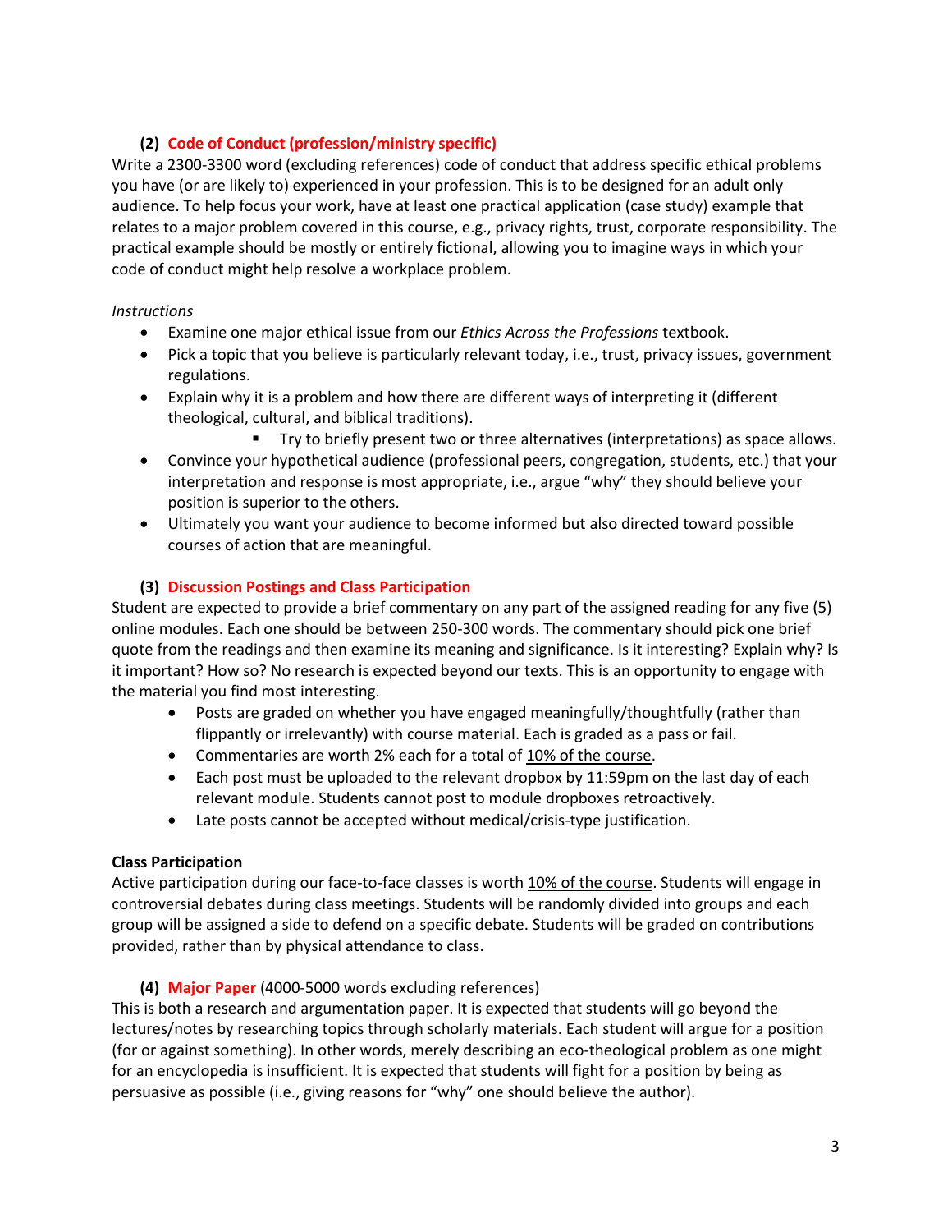### (2) Code of Conduct (profession/ministry specific)

Write a 2300-3300 word (excluding references) code of conduct that address specific ethical problems you have (or are likely to) experienced in your profession. This is to be designed for an adult only audience. To help focus your work, have at least one practical application (case study) example that relates to a major problem covered in this course, e.g., privacy rights, trust, corporate responsibility. The practical example should be mostly or entirely fictional, allowing you to imagine ways in which your code of conduct might help resolve a workplace problem.

*Instructions*

- Examine one major ethical issue from our *Ethics Across the Professions* textbook.
- Pick a topic that you believe is particularly relevant today, i.e., trust, privacy issues, government regulations.
- Explain why it is a problem and how there are different ways of interpreting it (different theological, cultural, and biblical traditions).
    - Try to briefly present two or three alternatives (interpretations) as space allows.
- Convince your hypothetical audience (professional peers, congregation, students, etc.) that your interpretation and response is most appropriate, i.e., argue "why" they should believe your position is superior to the others.
- Ultimately you want your audience to become informed but also directed toward possible courses of action that are meaningful.

### (3) Discussion Postings and Class Participation

Student are expected to provide a brief commentary on any part of the assigned reading for any five (5) online modules. Each one should be between 250-300 words. The commentary should pick one brief quote from the readings and then examine its meaning and significance. Is it interesting? Explain why? Is it important? How so? No research is expected beyond our texts. This is an opportunity to engage with the material you find most interesting.

- Posts are graded on whether you have engaged meaningfully/thoughtfully (rather than flippantly or irrelevantly) with course material. Each is graded as a pass or fail.
- Commentaries are worth 2% each for a total of <u>10% of the course</u>.
- Each post must be uploaded to the relevant dropbox by 11:59pm on the last day of each relevant module. Students cannot post to module dropboxes retroactively.
- Late posts cannot be accepted without medical/crisis-type justification.

**Class Participation**

Active participation during our face-to-face classes is worth <u>10% of the course</u>. Students will engage in controversial debates during class meetings. Students will be randomly divided into groups and each group will be assigned a side to defend on a specific debate. Students will be graded on contributions provided, rather than by physical attendance to class.

### (4) Major Paper (4000-5000 words excluding references)

This is both a research and argumentation paper. It is expected that students will go beyond the lectures/notes by researching topics through scholarly materials. Each student will argue for a position (for or against something). In other words, merely describing an eco-theological problem as one might for an encyclopedia is insufficient. It is expected that students will fight for a position by being as persuasive as possible (i.e., giving reasons for "why" one should believe the author).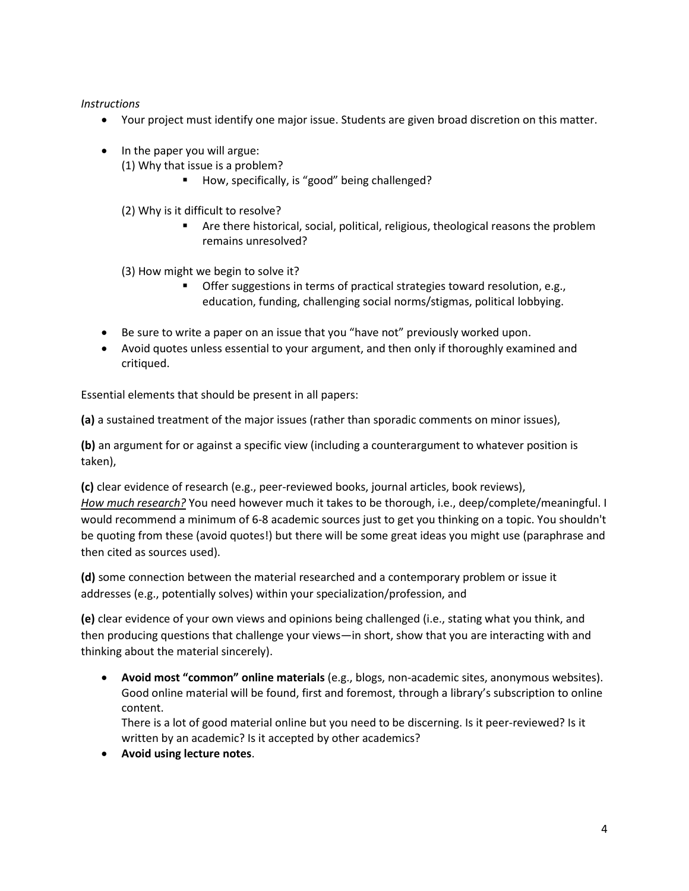*Instructions*

- Your project must identify one major issue. Students are given broad discretion on this matter.

- In the paper you will argue:
  (1) Why that issue is a problem?
    - How, specifically, is "good" being challenged?

  (2) Why is it difficult to resolve?
    - Are there historical, social, political, religious, theological reasons the problem remains unresolved?

  (3) How might we begin to solve it?
    - Offer suggestions in terms of practical strategies toward resolution, e.g., education, funding, challenging social norms/stigmas, political lobbying.

- Be sure to write a paper on an issue that you "have not" previously worked upon.
- Avoid quotes unless essential to your argument, and then only if thoroughly examined and critiqued.

Essential elements that should be present in all papers:

**(a)** a sustained treatment of the major issues (rather than sporadic comments on minor issues),

**(b)** an argument for or against a specific view (including a counterargument to whatever position is taken),

**(c)** clear evidence of research (e.g., peer-reviewed books, journal articles, book reviews),
*<u>How much research?</u>* You need however much it takes to be thorough, i.e., deep/complete/meaningful. I would recommend a minimum of 6-8 academic sources just to get you thinking on a topic. You shouldn't be quoting from these (avoid quotes!) but there will be some great ideas you might use (paraphrase and then cited as sources used).

**(d)** some connection between the material researched and a contemporary problem or issue it addresses (e.g., potentially solves) within your specialization/profession, and

**(e)** clear evidence of your own views and opinions being challenged (i.e., stating what you think, and then producing questions that challenge your views—in short, show that you are interacting with and thinking about the material sincerely).

- **Avoid most "common" online materials** (e.g., blogs, non-academic sites, anonymous websites). Good online material will be found, first and foremost, through a library's subscription to online content.
  There is a lot of good material online but you need to be discerning. Is it peer-reviewed? Is it written by an academic? Is it accepted by other academics?
- **Avoid using lecture notes**.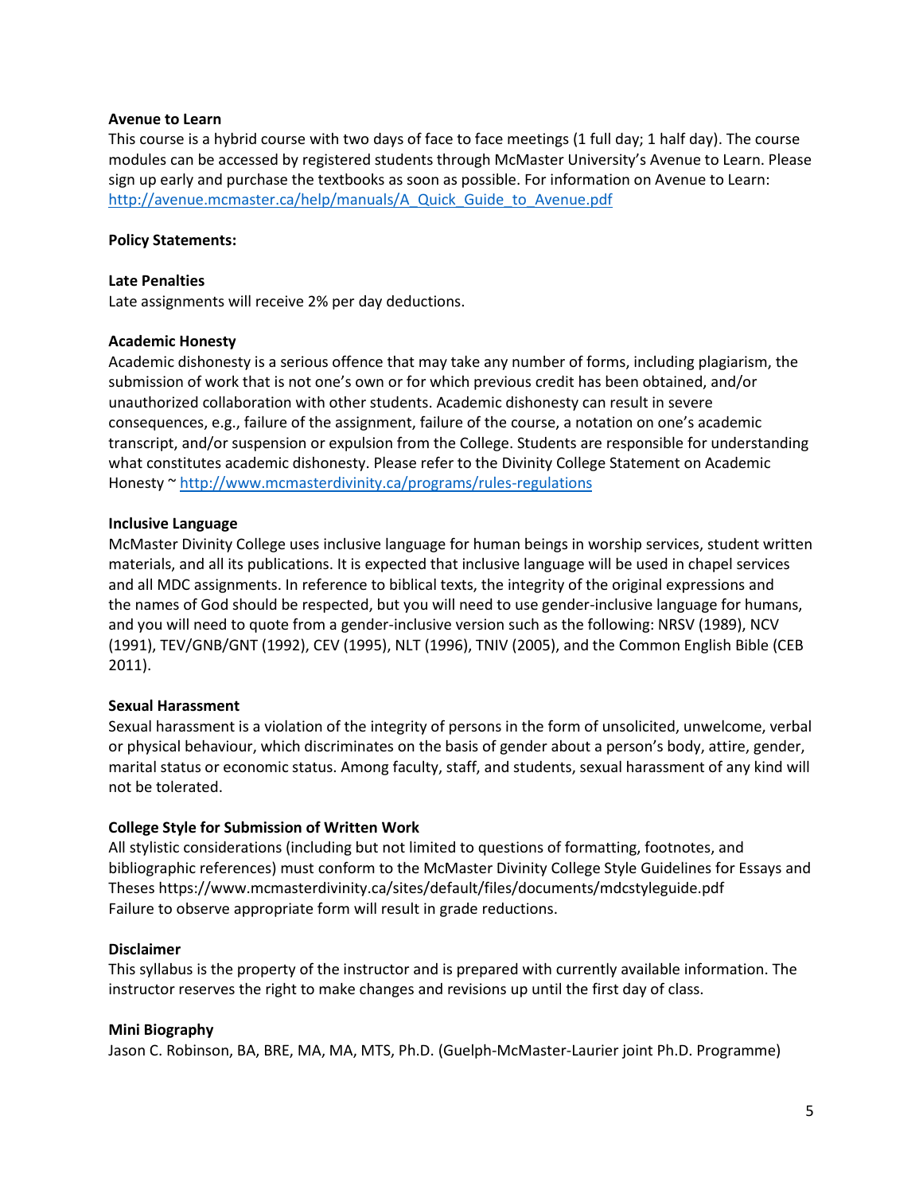**Avenue to Learn**

This course is a hybrid course with two days of face to face meetings (1 full day; 1 half day). The course modules can be accessed by registered students through McMaster University's Avenue to Learn. Please sign up early and purchase the textbooks as soon as possible. For information on Avenue to Learn: http://avenue.mcmaster.ca/help/manuals/A_Quick_Guide_to_Avenue.pdf

**Policy Statements:**

**Late Penalties**

Late assignments will receive 2% per day deductions.

**Academic Honesty**

Academic dishonesty is a serious offence that may take any number of forms, including plagiarism, the submission of work that is not one's own or for which previous credit has been obtained, and/or unauthorized collaboration with other students. Academic dishonesty can result in severe consequences, e.g., failure of the assignment, failure of the course, a notation on one's academic transcript, and/or suspension or expulsion from the College. Students are responsible for understanding what constitutes academic dishonesty. Please refer to the Divinity College Statement on Academic Honesty ~ http://www.mcmasterdivinity.ca/programs/rules-regulations

**Inclusive Language**

McMaster Divinity College uses inclusive language for human beings in worship services, student written materials, and all its publications. It is expected that inclusive language will be used in chapel services and all MDC assignments. In reference to biblical texts, the integrity of the original expressions and the names of God should be respected, but you will need to use gender-inclusive language for humans, and you will need to quote from a gender-inclusive version such as the following: NRSV (1989), NCV (1991), TEV/GNB/GNT (1992), CEV (1995), NLT (1996), TNIV (2005), and the Common English Bible (CEB 2011).

**Sexual Harassment**

Sexual harassment is a violation of the integrity of persons in the form of unsolicited, unwelcome, verbal or physical behaviour, which discriminates on the basis of gender about a person's body, attire, gender, marital status or economic status. Among faculty, staff, and students, sexual harassment of any kind will not be tolerated.

**College Style for Submission of Written Work**

All stylistic considerations (including but not limited to questions of formatting, footnotes, and bibliographic references) must conform to the McMaster Divinity College Style Guidelines for Essays and Theses https://www.mcmasterdivinity.ca/sites/default/files/documents/mdcstyleguide.pdf
Failure to observe appropriate form will result in grade reductions.

**Disclaimer**

This syllabus is the property of the instructor and is prepared with currently available information. The instructor reserves the right to make changes and revisions up until the first day of class.

**Mini Biography**

Jason C. Robinson, BA, BRE, MA, MA, MTS, Ph.D. (Guelph-McMaster-Laurier joint Ph.D. Programme)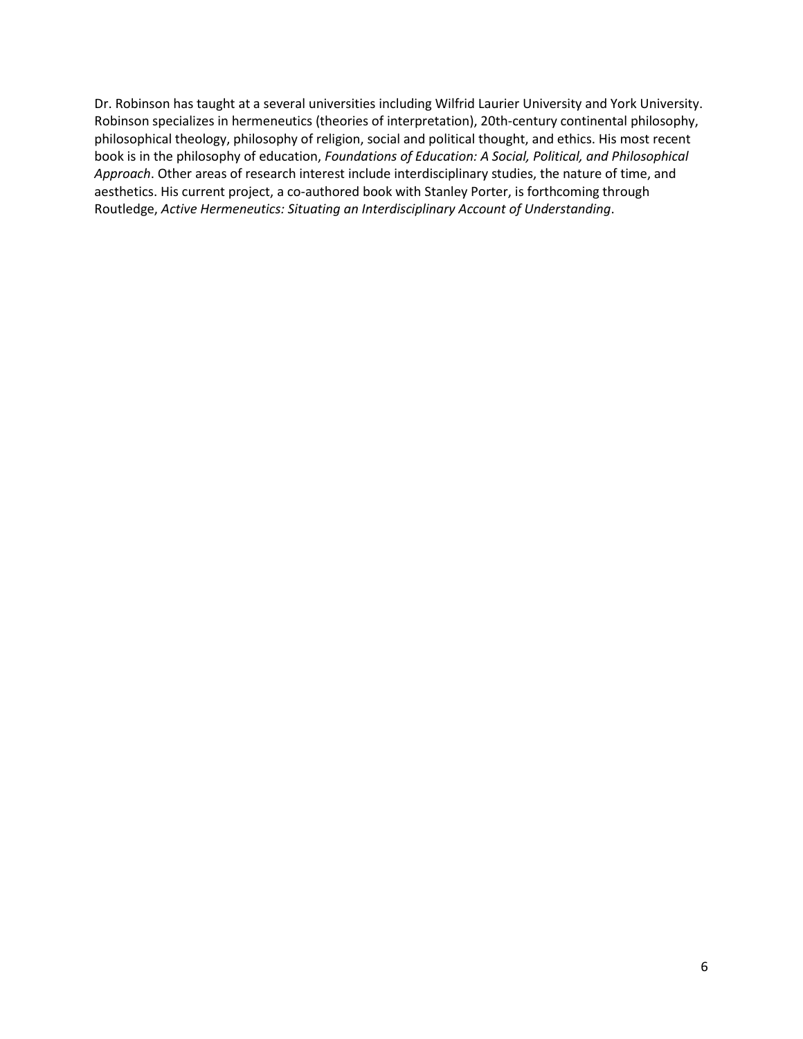Dr. Robinson has taught at a several universities including Wilfrid Laurier University and York University. Robinson specializes in hermeneutics (theories of interpretation), 20th-century continental philosophy, philosophical theology, philosophy of religion, social and political thought, and ethics. His most recent book is in the philosophy of education, *Foundations of Education: A Social, Political, and Philosophical Approach*. Other areas of research interest include interdisciplinary studies, the nature of time, and aesthetics. His current project, a co-authored book with Stanley Porter, is forthcoming through Routledge, *Active Hermeneutics: Situating an Interdisciplinary Account of Understanding*.